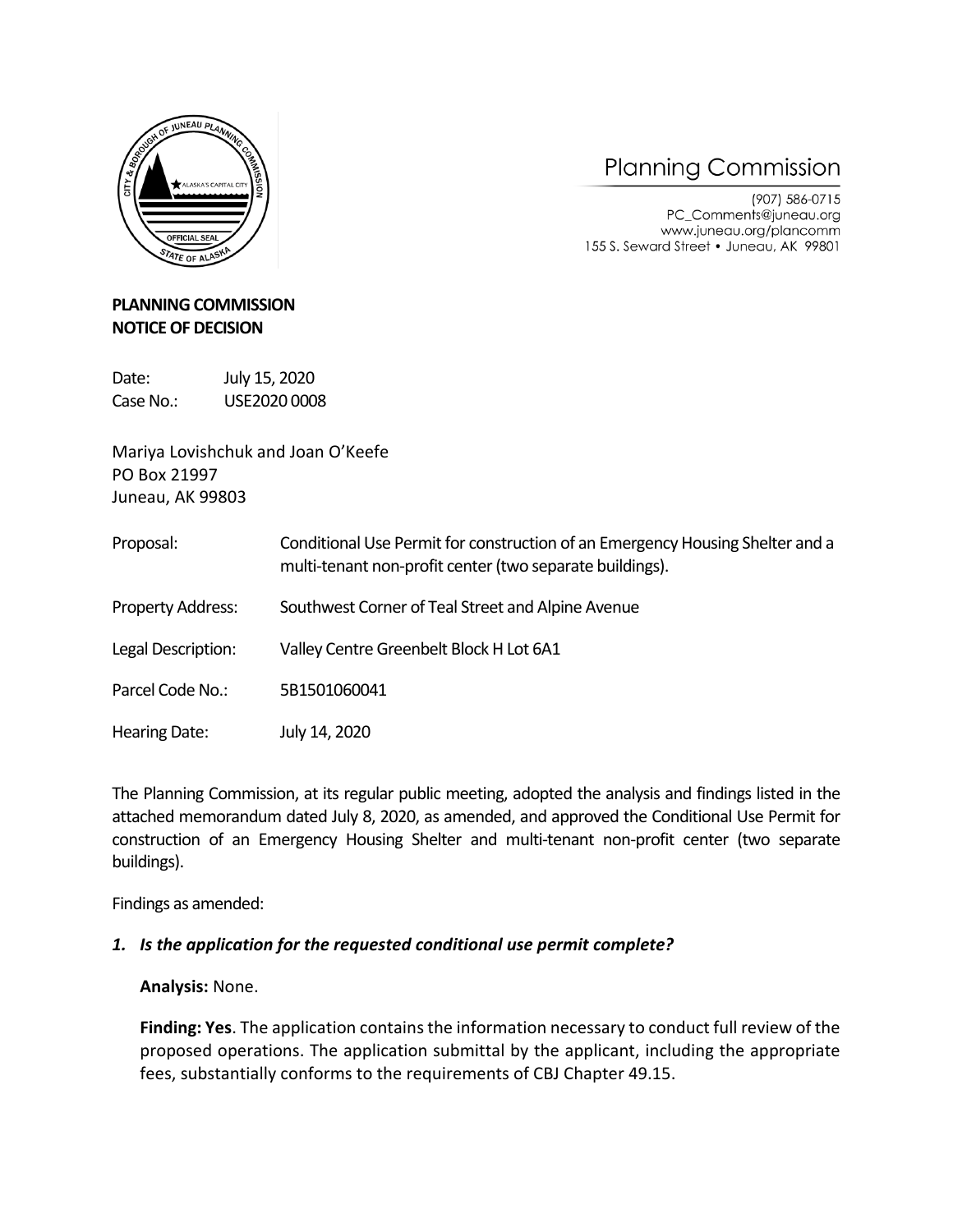# Planning Commission

(907) 586-0715
PC_Comments@juneau.org
www.juneau.org/plancomm
155 S. Seward Street • Juneau, AK 99801

**PLANNING COMMISSION**
**NOTICE OF DECISION**

Date: July 15, 2020
Case No.: USE2020 0008

Mariya Lovishchuk and Joan O'Keefe
PO Box 21997
Juneau, AK 99803

| | |
|---|---|
| Proposal: | Conditional Use Permit for construction of an Emergency Housing Shelter and a multi-tenant non-profit center (two separate buildings). |
| Property Address: | Southwest Corner of Teal Street and Alpine Avenue |
| Legal Description: | Valley Centre Greenbelt Block H Lot 6A1 |
| Parcel Code No.: | 5B1501060041 |
| Hearing Date: | July 14, 2020 |

The Planning Commission, at its regular public meeting, adopted the analysis and findings listed in the attached memorandum dated July 8, 2020, as amended, and approved the Conditional Use Permit for construction of an Emergency Housing Shelter and multi-tenant non-profit center (two separate buildings).

Findings as amended:

***1. Is the application for the requested conditional use permit complete?***

**Analysis:** None.

**Finding: Yes**. The application contains the information necessary to conduct full review of the proposed operations. The application submittal by the applicant, including the appropriate fees, substantially conforms to the requirements of CBJ Chapter 49.15.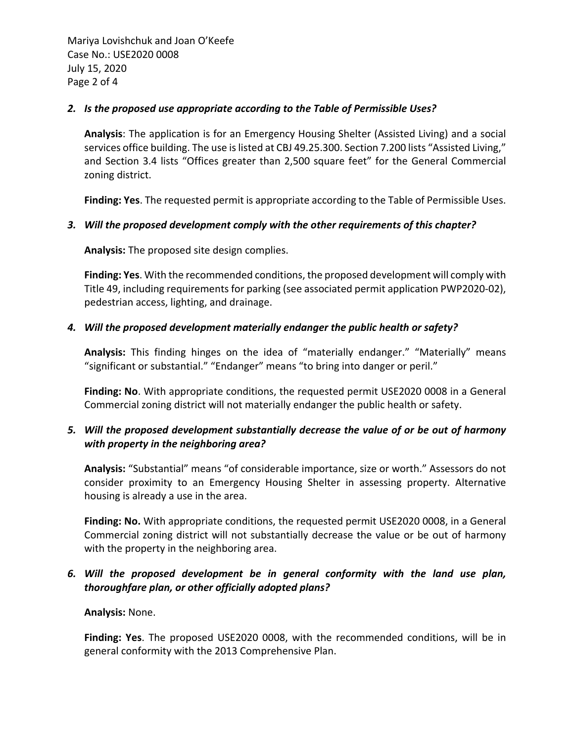***2. Is the proposed use appropriate according to the Table of Permissible Uses?***

**Analysis**: The application is for an Emergency Housing Shelter (Assisted Living) and a social services office building. The use is listed at CBJ 49.25.300. Section 7.200 lists "Assisted Living," and Section 3.4 lists "Offices greater than 2,500 square feet" for the General Commercial zoning district.

**Finding: Yes**. The requested permit is appropriate according to the Table of Permissible Uses.

***3. Will the proposed development comply with the other requirements of this chapter?***

**Analysis:** The proposed site design complies.

**Finding: Yes**. With the recommended conditions, the proposed development will comply with Title 49, including requirements for parking (see associated permit application PWP2020-02), pedestrian access, lighting, and drainage.

***4. Will the proposed development materially endanger the public health or safety?***

**Analysis:** This finding hinges on the idea of "materially endanger." "Materially" means "significant or substantial." "Endanger" means "to bring into danger or peril."

**Finding: No**. With appropriate conditions, the requested permit USE2020 0008 in a General Commercial zoning district will not materially endanger the public health or safety.

***5. Will the proposed development substantially decrease the value of or be out of harmony with property in the neighboring area?***

**Analysis:** "Substantial" means "of considerable importance, size or worth." Assessors do not consider proximity to an Emergency Housing Shelter in assessing property. Alternative housing is already a use in the area.

**Finding: No.** With appropriate conditions, the requested permit USE2020 0008, in a General Commercial zoning district will not substantially decrease the value or be out of harmony with the property in the neighboring area.

***6. Will the proposed development be in general conformity with the land use plan, thoroughfare plan, or other officially adopted plans?***

**Analysis:** None.

**Finding: Yes**. The proposed USE2020 0008, with the recommended conditions, will be in general conformity with the 2013 Comprehensive Plan.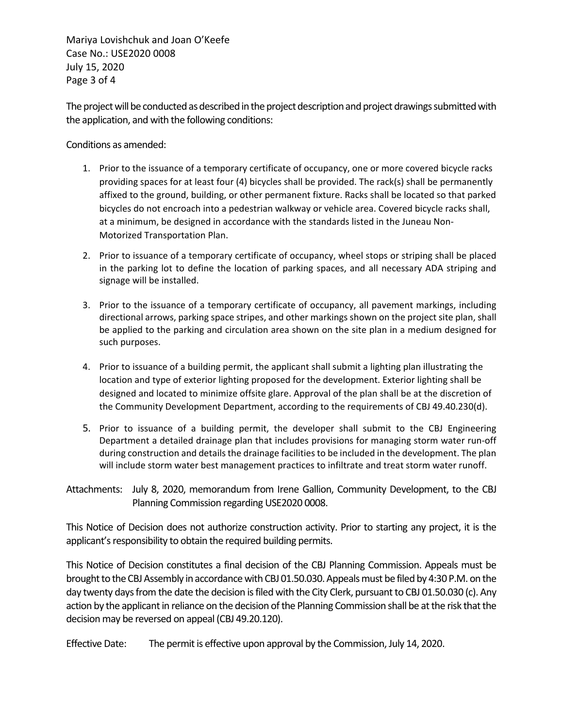The project will be conducted as described in the project description and project drawings submitted with the application, and with the following conditions:

Conditions as amended:

1. Prior to the issuance of a temporary certificate of occupancy, one or more covered bicycle racks providing spaces for at least four (4) bicycles shall be provided. The rack(s) shall be permanently affixed to the ground, building, or other permanent fixture. Racks shall be located so that parked bicycles do not encroach into a pedestrian walkway or vehicle area. Covered bicycle racks shall, at a minimum, be designed in accordance with the standards listed in the Juneau Non-Motorized Transportation Plan.

2. Prior to issuance of a temporary certificate of occupancy, wheel stops or striping shall be placed in the parking lot to define the location of parking spaces, and all necessary ADA striping and signage will be installed.

3. Prior to the issuance of a temporary certificate of occupancy, all pavement markings, including directional arrows, parking space stripes, and other markings shown on the project site plan, shall be applied to the parking and circulation area shown on the site plan in a medium designed for such purposes.

4. Prior to issuance of a building permit, the applicant shall submit a lighting plan illustrating the location and type of exterior lighting proposed for the development. Exterior lighting shall be designed and located to minimize offsite glare. Approval of the plan shall be at the discretion of the Community Development Department, according to the requirements of CBJ 49.40.230(d).

5. Prior to issuance of a building permit, the developer shall submit to the CBJ Engineering Department a detailed drainage plan that includes provisions for managing storm water run-off during construction and details the drainage facilities to be included in the development. The plan will include storm water best management practices to infiltrate and treat storm water runoff.

Attachments: July 8, 2020, memorandum from Irene Gallion, Community Development, to the CBJ Planning Commission regarding USE2020 0008.

This Notice of Decision does not authorize construction activity. Prior to starting any project, it is the applicant's responsibility to obtain the required building permits.

This Notice of Decision constitutes a final decision of the CBJ Planning Commission. Appeals must be brought to the CBJ Assembly in accordance with CBJ 01.50.030. Appeals must be filed by 4:30 P.M. on the day twenty days from the date the decision is filed with the City Clerk, pursuant to CBJ 01.50.030 (c). Any action by the applicant in reliance on the decision of the Planning Commission shall be at the risk that the decision may be reversed on appeal (CBJ 49.20.120).

Effective Date: The permit is effective upon approval by the Commission, July 14, 2020.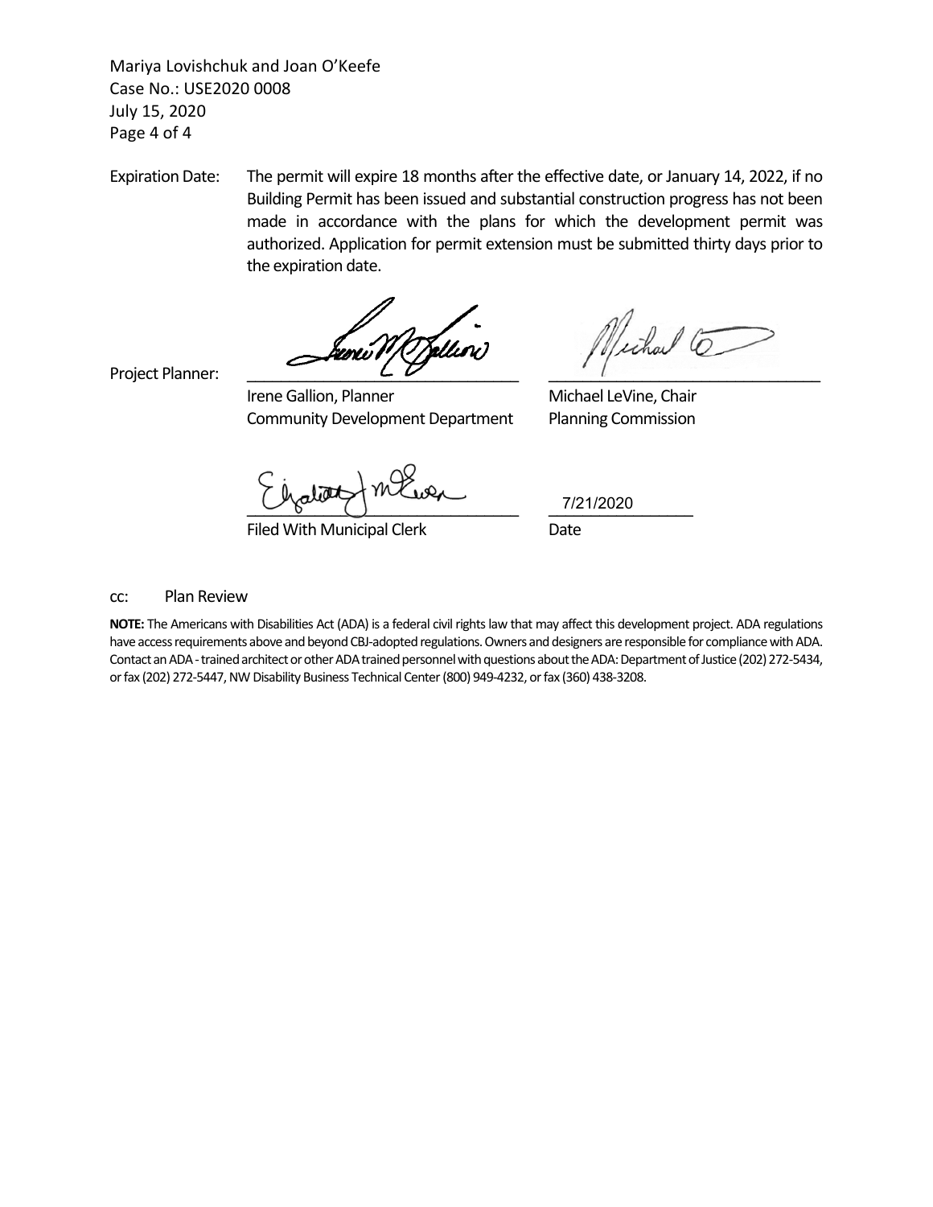Expiration Date: The permit will expire 18 months after the effective date, or January 14, 2022, if no Building Permit has been issued and substantial construction progress has not been made in accordance with the plans for which the development permit was authorized. Application for permit extension must be submitted thirty days prior to the expiration date.

Project Planner: \_\_\_\_\_\_\_\_\_\_\_\_\_\_\_\_\_\_\_\_\_\_\_\_\_\_\_\_\_\_\_\_ \_\_\_\_\_\_\_\_\_\_\_\_\_\_\_\_\_\_\_\_\_\_\_\_\_\_\_\_\_\_\_\_

Irene Gallion, Planner
Community Development Department

Michael LeVine, Chair
Planning Commission

\_\_\_\_\_\_\_\_\_\_\_\_\_\_\_\_\_\_\_\_\_\_\_\_\_\_\_\_\_\_\_\_ 7/21/2020

Filed With Municipal Clerk Date

cc: Plan Review

**NOTE:** The Americans with Disabilities Act (ADA) is a federal civil rights law that may affect this development project. ADA regulations have access requirements above and beyond CBJ-adopted regulations. Owners and designers are responsible for compliance with ADA. Contact an ADA - trained architect or other ADA trained personnel with questions about the ADA: Department of Justice (202) 272-5434, or fax (202) 272-5447, NW Disability Business Technical Center (800) 949-4232, or fax (360) 438-3208.